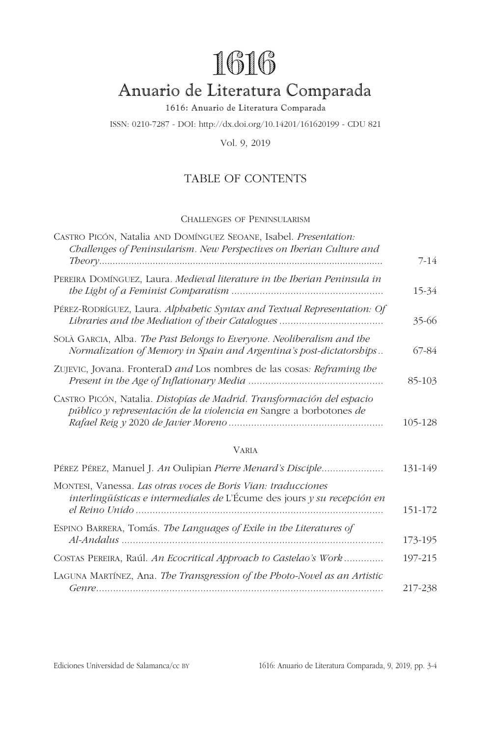# 1616

## Anuario de Literatura Comparada

1616: Anuario de Literatura Comparada

ISSN: 0210-7287 - DOI: http://dx.doi.org/10.14201/161620199 - CDU 821

Vol. 9, 2019

## TABLE OF CONTENTS

### Challenges of Peninsularism

Castro Picón, Natalia and Domínguez Seoane, Isabel. *Presentation: Challenges of Peninsularism. New Perspectives on Iberian Culture and Theory* ........ 7-14

Pereira Domínguez, Laura. *Medieval literature in the Iberian Peninsula in the Light of a Feminist Comparatism* ........ 15-34

Pérez-Rodríguez, Laura. *Alphabetic Syntax and Textual Representation: Of Libraries and the Mediation of their Catalogues* ........ 35-66

Solà Garcia, Alba. *The Past Belongs to Everyone. Neoliberalism and the Normalization of Memory in Spain and Argentina's post-dictatorships* .. 67-84

Zujevic, Jovana. FronteraD *and* Los nombres de las cosas*: Reframing the Present in the Age of Inflationary Media* ........ 85-103

Castro Picón, Natalia. *Distopías de Madrid. Transformación del espacio público y representación de la violencia en* Sangre a borbotones *de Rafael Reig y* 2020 *de Javier Moreno* ........ 105-128

### Varia

Pérez Pérez, Manuel J. *An* Oulipian *Pierre Menard's Disciple* ........ 131-149

Montesi, Vanessa. *Las otras voces de Boris Vian: traducciones interlingüísticas e intermediales de* L'Écume des jours *y su recepción en el Reino Unido* ........ 151-172

Espino Barrera, Tomás. *The Languages of Exile in the Literatures of Al-Andalus* ........ 173-195

Costas Pereira, Raúl. *An Ecocritical Approach to Castelao's Work* ........ 197-215

Laguna Martínez, Ana. *The Transgression of the Photo-Novel as an Artistic Genre* ........ 217-238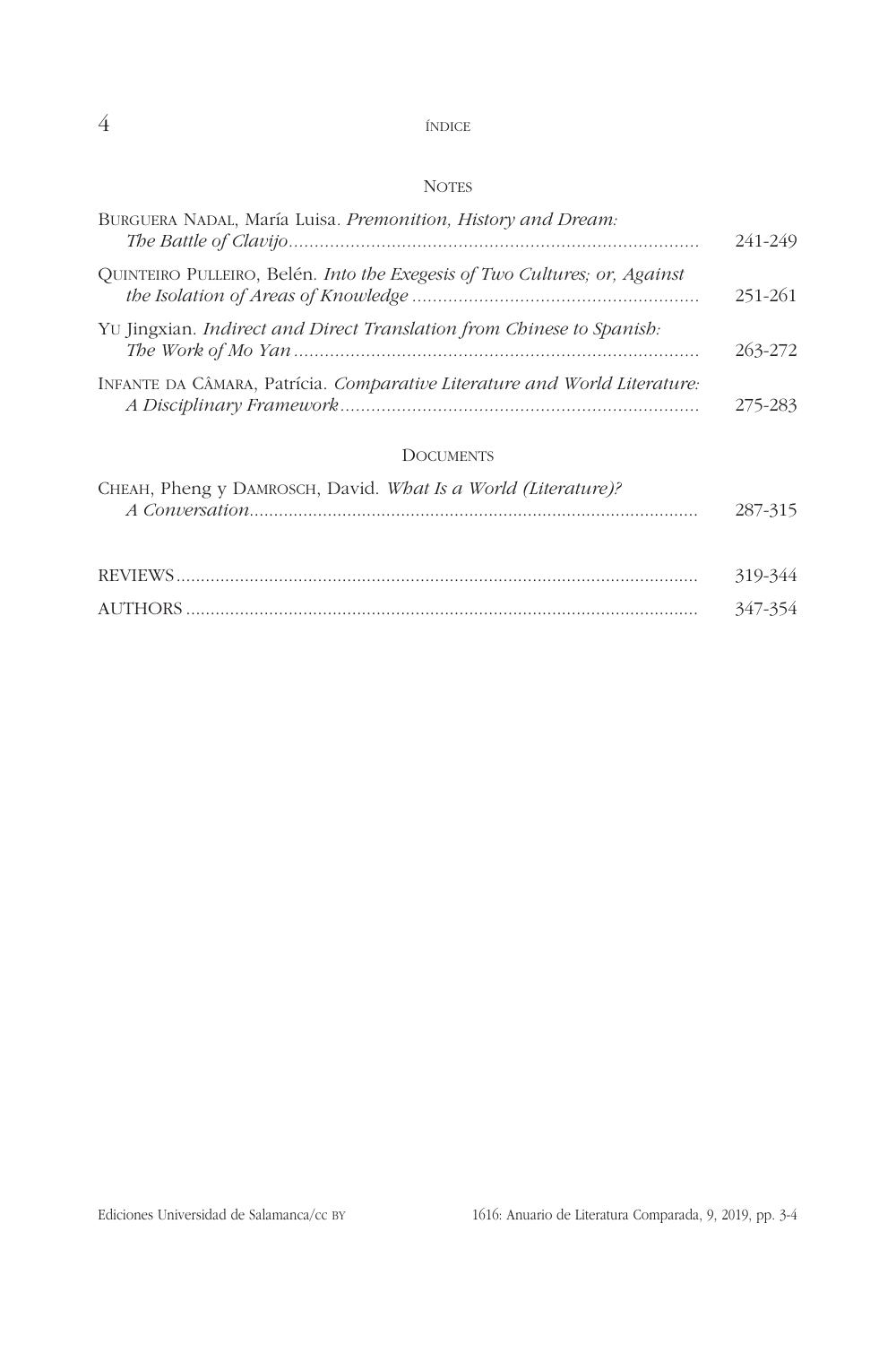## Notes

Burguera Nadal, María Luisa. *Premonition, History and Dream: The Battle of Clavijo* ........ 241-249

Quinteiro Pulleiro, Belén. *Into the Exegesis of Two Cultures; or, Against the Isolation of Areas of Knowledge* ........ 251-261

Yu Jingxian. *Indirect and Direct Translation from Chinese to Spanish: The Work of Mo Yan* ........ 263-272

Infante da Câmara, Patrícia. *Comparative Literature and World Literature: A Disciplinary Framework* ........ 275-283

## Documents

Cheah, Pheng y Damrosch, David. *What Is a World (Literature)? A Conversation* ........ 287-315

REVIEWS ........ 319-344

AUTHORS ........ 347-354